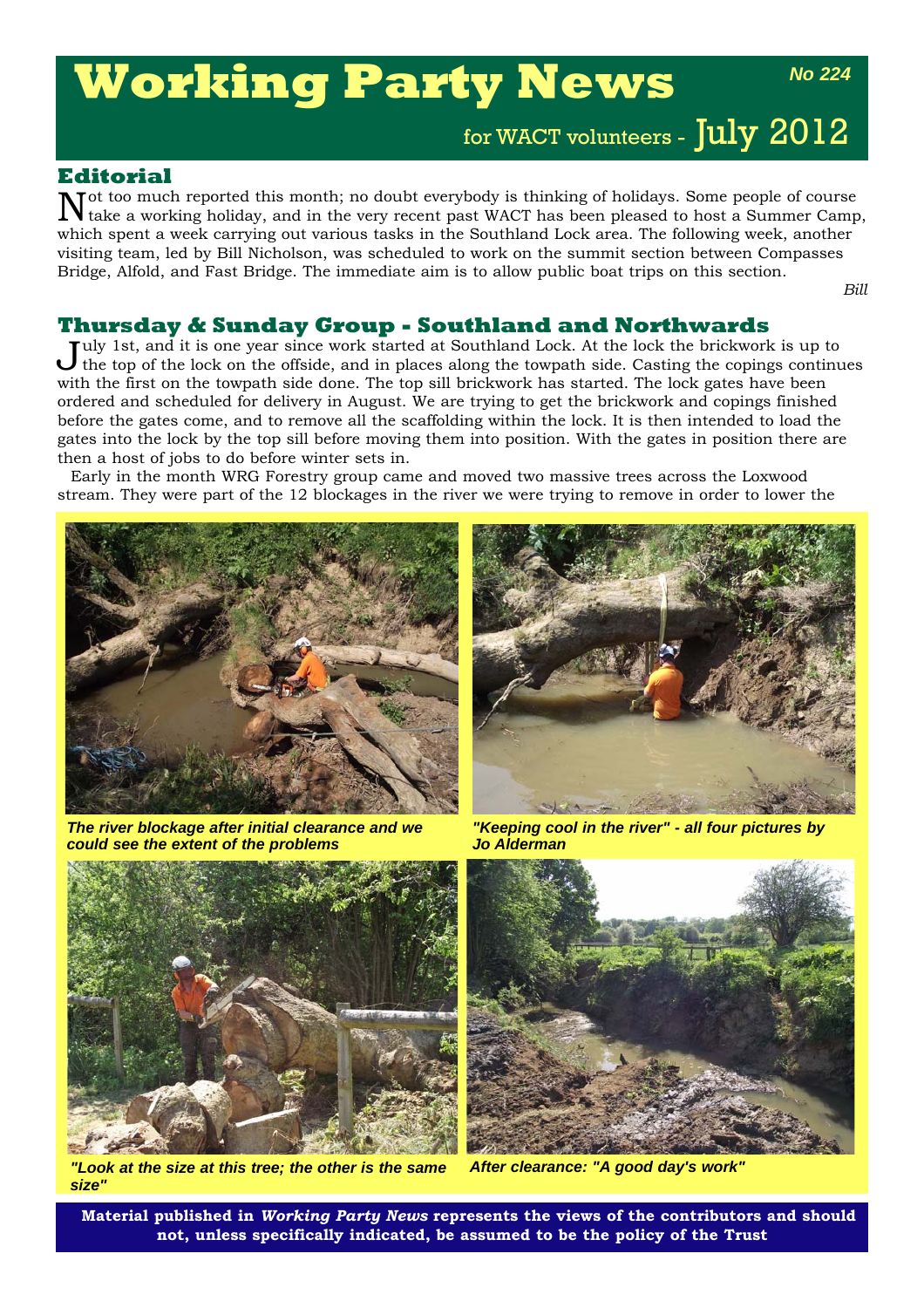# Working Party News

*No 224*

for WACT volunteers - July 2012

## Editorial

Not too much reported this month; no doubt everybody is thinking of holidays. Some people of course take a working holiday, and in the very recent past WACT has been pleased to host a Summer Camp, which spent a week carrying out various tasks in the Southland Lock area. The following week, another visiting team, led by Bill Nicholson, was scheduled to work on the summit section between Compasses Bridge, Alfold, and Fast Bridge. The immediate aim is to allow public boat trips on this section.

*Bill*

## Thursday & Sunday Group - Southland and Northwards

July 1st, and it is one year since work started at Southland Lock. At the lock the brickwork is up to the top of the lock on the offside, and in places along the towpath side. Casting the copings continues with the first on the towpath side done. The top sill brickwork has started. The lock gates have been ordered and scheduled for delivery in August. We are trying to get the brickwork and copings finished before the gates come, and to remove all the scaffolding within the lock. It is then intended to load the gates into the lock by the top sill before moving them into position. With the gates in position there are then a host of jobs to do before winter sets in.

Early in the month WRG Forestry group came and moved two massive trees across the Loxwood stream. They were part of the 12 blockages in the river we were trying to remove in order to lower the

*The river blockage after initial clearance and we could see the extent of the problems*

*"Keeping cool in the river" - all four pictures by Jo Alderman*

*"Look at the size at this tree; the other is the same size"*

*After clearance: "A good day's work"*

**Material published in *Working Party News* represents the views of the contributors and should not, unless specifically indicated, be assumed to be the policy of the Trust**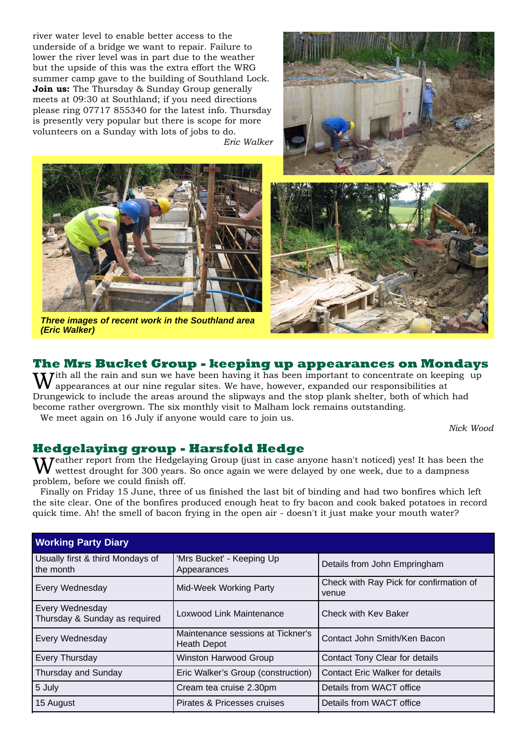river water level to enable better access to the underside of a bridge we want to repair. Failure to lower the river level was in part due to the weather but the upside of this was the extra effort the WRG summer camp gave to the building of Southland Lock. **Join us:** The Thursday & Sunday Group generally meets at 09:30 at Southland; if you need directions please ring 07717 855340 for the latest info. Thursday is presently very popular but there is scope for more volunteers on a Sunday with lots of jobs to do.

*Eric Walker*

***Three images of recent work in the Southland area (Eric Walker)***

## The Mrs Bucket Group - keeping up appearances on Mondays

With all the rain and sun we have been having it has been important to concentrate on keeping up appearances at our nine regular sites. We have, however, expanded our responsibilities at Drungewick to include the areas around the slipways and the stop plank shelter, both of which had become rather overgrown. The six monthly visit to Malham lock remains outstanding.

We meet again on 16 July if anyone would care to join us.

*Nick Wood*

## Hedgelaying group - Harsfold Hedge

Weather report from the Hedgelaying Group (just in case anyone hasn't noticed) yes! It has been the wettest drought for 300 years. So once again we were delayed by one week, due to a dampness problem, before we could finish off.

Finally on Friday 15 June, three of us finished the last bit of binding and had two bonfires which left the site clear. One of the bonfires produced enough heat to fry bacon and cook baked potatoes in record quick time. Ah! the smell of bacon frying in the open air - doesn't it just make your mouth water?

| Working Party Diary | | |
|---|---|---|
| Usually first & third Mondays of the month | 'Mrs Bucket' - Keeping Up Appearances | Details from John Empringham |
| Every Wednesday | Mid-Week Working Party | Check with Ray Pick for confirmation of venue |
| Every Wednesday<br>Thursday & Sunday as required | Loxwood Link Maintenance | Check with Kev Baker |
| Every Wednesday | Maintenance sessions at Tickner's Heath Depot | Contact John Smith/Ken Bacon |
| Every Thursday | Winston Harwood Group | Contact Tony Clear for details |
| Thursday and Sunday | Eric Walker's Group (construction) | Contact Eric Walker for details |
| 5 July | Cream tea cruise 2.30pm | Details from WACT office |
| 15 August | Pirates & Pricesses cruises | Details from WACT office |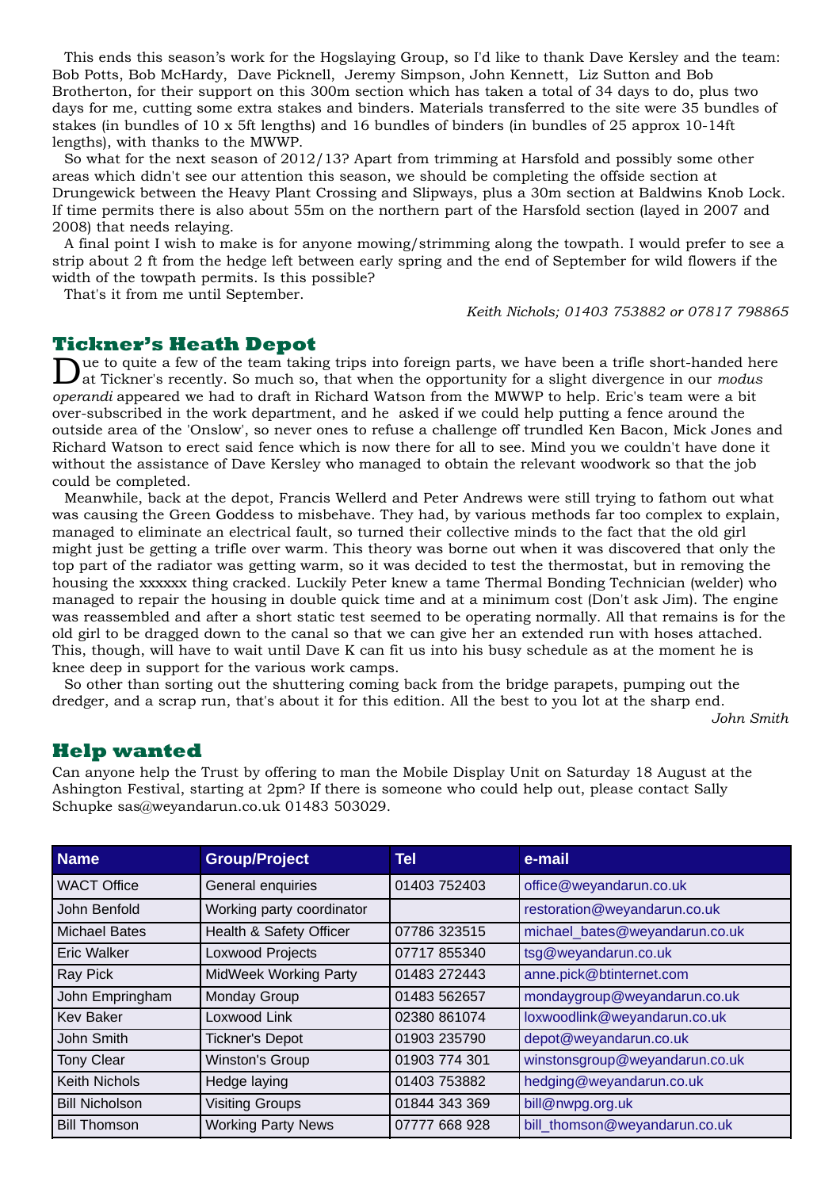This ends this season's work for the Hogslaying Group, so I'd like to thank Dave Kersley and the team: Bob Potts, Bob McHardy, Dave Picknell, Jeremy Simpson, John Kennett, Liz Sutton and Bob Brotherton, for their support on this 300m section which has taken a total of 34 days to do, plus two days for me, cutting some extra stakes and binders. Materials transferred to the site were 35 bundles of stakes (in bundles of 10 x 5ft lengths) and 16 bundles of binders (in bundles of 25 approx 10-14ft lengths), with thanks to the MWWP.

So what for the next season of 2012/13? Apart from trimming at Harsfold and possibly some other areas which didn't see our attention this season, we should be completing the offside section at Drungewick between the Heavy Plant Crossing and Slipways, plus a 30m section at Baldwins Knob Lock. If time permits there is also about 55m on the northern part of the Harsfold section (layed in 2007 and 2008) that needs relaying.

A final point I wish to make is for anyone mowing/strimming along the towpath. I would prefer to see a strip about 2 ft from the hedge left between early spring and the end of September for wild flowers if the width of the towpath permits. Is this possible?

That's it from me until September.

*Keith Nichols; 01403 753882 or 07817 798865*

## Tickner's Heath Depot

Due to quite a few of the team taking trips into foreign parts, we have been a trifle short-handed here at Tickner's recently. So much so, that when the opportunity for a slight divergence in our *modus operandi* appeared we had to draft in Richard Watson from the MWWP to help. Eric's team were a bit over-subscribed in the work department, and he asked if we could help putting a fence around the outside area of the 'Onslow', so never ones to refuse a challenge off trundled Ken Bacon, Mick Jones and Richard Watson to erect said fence which is now there for all to see. Mind you we couldn't have done it without the assistance of Dave Kersley who managed to obtain the relevant woodwork so that the job could be completed.

Meanwhile, back at the depot, Francis Wellerd and Peter Andrews were still trying to fathom out what was causing the Green Goddess to misbehave. They had, by various methods far too complex to explain, managed to eliminate an electrical fault, so turned their collective minds to the fact that the old girl might just be getting a trifle over warm. This theory was borne out when it was discovered that only the top part of the radiator was getting warm, so it was decided to test the thermostat, but in removing the housing the xxxxxx thing cracked. Luckily Peter knew a tame Thermal Bonding Technician (welder) who managed to repair the housing in double quick time and at a minimum cost (Don't ask Jim). The engine was reassembled and after a short static test seemed to be operating normally. All that remains is for the old girl to be dragged down to the canal so that we can give her an extended run with hoses attached. This, though, will have to wait until Dave K can fit us into his busy schedule as at the moment he is knee deep in support for the various work camps.

So other than sorting out the shuttering coming back from the bridge parapets, pumping out the dredger, and a scrap run, that's about it for this edition. All the best to you lot at the sharp end.

*John Smith*

## Help wanted

Can anyone help the Trust by offering to man the Mobile Display Unit on Saturday 18 August at the Ashington Festival, starting at 2pm? If there is someone who could help out, please contact Sally Schupke sas@weyandarun.co.uk 01483 503029.

| Name | Group/Project | Tel | e-mail |
|---|---|---|---|
| WACT Office | General enquiries | 01403 752403 | office@weyandarun.co.uk |
| John Benfold | Working party coordinator | | restoration@weyandarun.co.uk |
| Michael Bates | Health & Safety Officer | 07786 323515 | michael_bates@weyandarun.co.uk |
| Eric Walker | Loxwood Projects | 07717 855340 | tsg@weyandarun.co.uk |
| Ray Pick | MidWeek Working Party | 01483 272443 | anne.pick@btinternet.com |
| John Empringham | Monday Group | 01483 562657 | mondaygroup@weyandarun.co.uk |
| Kev Baker | Loxwood Link | 02380 861074 | loxwoodlink@weyandarun.co.uk |
| John Smith | Tickner's Depot | 01903 235790 | depot@weyandarun.co.uk |
| Tony Clear | Winston's Group | 01903 774 301 | winstonsgroup@weyandarun.co.uk |
| Keith Nichols | Hedge laying | 01403 753882 | hedging@weyandarun.co.uk |
| Bill Nicholson | Visiting Groups | 01844 343 369 | bill@nwpg.org.uk |
| Bill Thomson | Working Party News | 07777 668 928 | bill_thomson@weyandarun.co.uk |